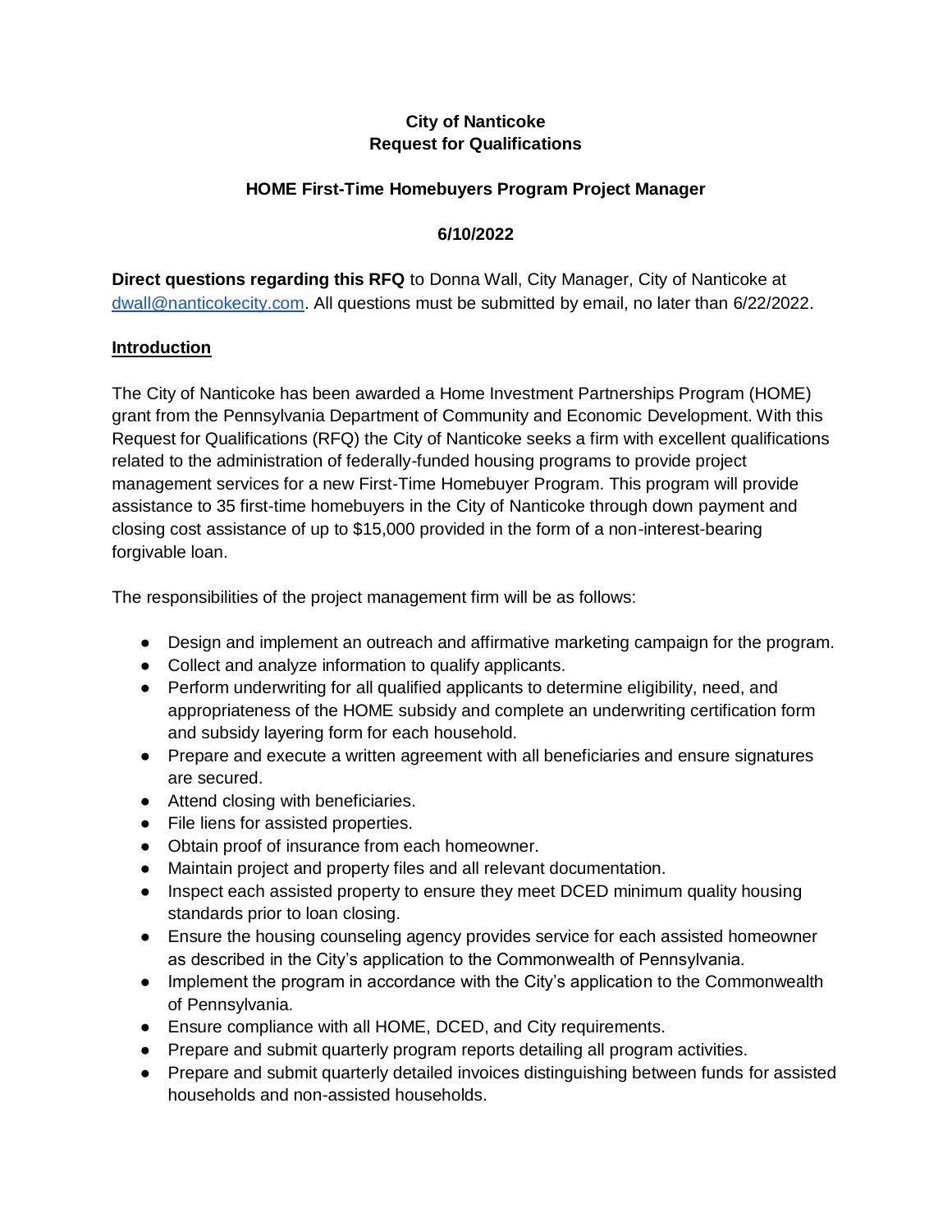**City of Nanticoke**
**Request for Qualifications**

**HOME First-Time Homebuyers Program Project Manager**

**6/10/2022**

**Direct questions regarding this RFQ** to Donna Wall, City Manager, City of Nanticoke at [dwall@nanticokecity.com](mailto:dwall@nanticokecity.com). All questions must be submitted by email, no later than 6/22/2022.

## Introduction

The City of Nanticoke has been awarded a Home Investment Partnerships Program (HOME) grant from the Pennsylvania Department of Community and Economic Development. With this Request for Qualifications (RFQ) the City of Nanticoke seeks a firm with excellent qualifications related to the administration of federally-funded housing programs to provide project management services for a new First-Time Homebuyer Program. This program will provide assistance to 35 first-time homebuyers in the City of Nanticoke through down payment and closing cost assistance of up to $15,000 provided in the form of a non-interest-bearing forgivable loan.

The responsibilities of the project management firm will be as follows:

- Design and implement an outreach and affirmative marketing campaign for the program.
- Collect and analyze information to qualify applicants.
- Perform underwriting for all qualified applicants to determine eligibility, need, and appropriateness of the HOME subsidy and complete an underwriting certification form and subsidy layering form for each household.
- Prepare and execute a written agreement with all beneficiaries and ensure signatures are secured.
- Attend closing with beneficiaries.
- File liens for assisted properties.
- Obtain proof of insurance from each homeowner.
- Maintain project and property files and all relevant documentation.
- Inspect each assisted property to ensure they meet DCED minimum quality housing standards prior to loan closing.
- Ensure the housing counseling agency provides service for each assisted homeowner as described in the City's application to the Commonwealth of Pennsylvania.
- Implement the program in accordance with the City's application to the Commonwealth of Pennsylvania.
- Ensure compliance with all HOME, DCED, and City requirements.
- Prepare and submit quarterly program reports detailing all program activities.
- Prepare and submit quarterly detailed invoices distinguishing between funds for assisted households and non-assisted households.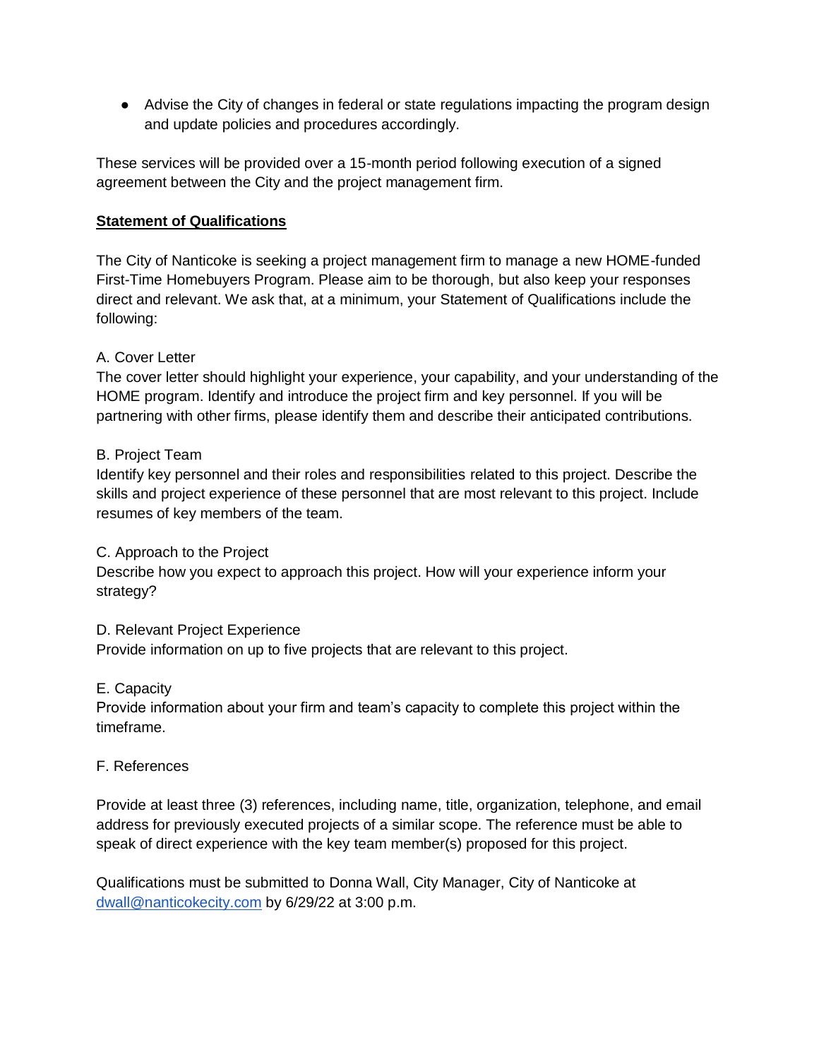- Advise the City of changes in federal or state regulations impacting the program design and update policies and procedures accordingly.

These services will be provided over a 15-month period following execution of a signed agreement between the City and the project management firm.

## **Statement of Qualifications**

The City of Nanticoke is seeking a project management firm to manage a new HOME-funded First-Time Homebuyers Program. Please aim to be thorough, but also keep your responses direct and relevant. We ask that, at a minimum, your Statement of Qualifications include the following:

A. Cover Letter
The cover letter should highlight your experience, your capability, and your understanding of the HOME program. Identify and introduce the project firm and key personnel. If you will be partnering with other firms, please identify them and describe their anticipated contributions.

B. Project Team
Identify key personnel and their roles and responsibilities related to this project. Describe the skills and project experience of these personnel that are most relevant to this project. Include resumes of key members of the team.

C. Approach to the Project
Describe how you expect to approach this project. How will your experience inform your strategy?

D. Relevant Project Experience
Provide information on up to five projects that are relevant to this project.

E. Capacity
Provide information about your firm and team's capacity to complete this project within the timeframe.

F. References

Provide at least three (3) references, including name, title, organization, telephone, and email address for previously executed projects of a similar scope. The reference must be able to speak of direct experience with the key team member(s) proposed for this project.

Qualifications must be submitted to Donna Wall, City Manager, City of Nanticoke at [dwall@nanticokecity.com](mailto:dwall@nanticokecity.com) by 6/29/22 at 3:00 p.m.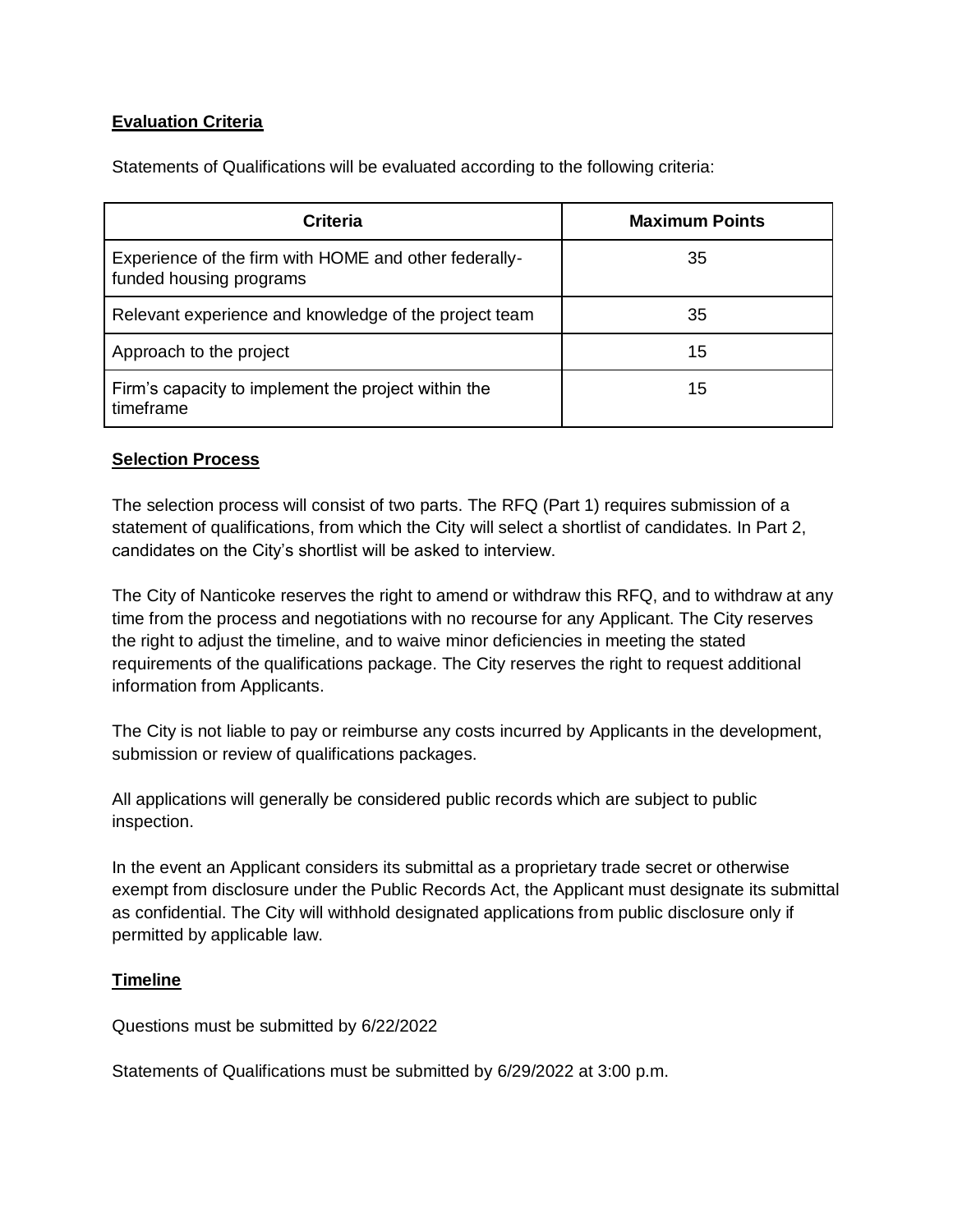## Evaluation Criteria

Statements of Qualifications will be evaluated according to the following criteria:

| Criteria | Maximum Points |
|---|---|
| Experience of the firm with HOME and other federally-funded housing programs | 35 |
| Relevant experience and knowledge of the project team | 35 |
| Approach to the project | 15 |
| Firm's capacity to implement the project within the timeframe | 15 |

## Selection Process

The selection process will consist of two parts. The RFQ (Part 1) requires submission of a statement of qualifications, from which the City will select a shortlist of candidates. In Part 2, candidates on the City's shortlist will be asked to interview.

The City of Nanticoke reserves the right to amend or withdraw this RFQ, and to withdraw at any time from the process and negotiations with no recourse for any Applicant. The City reserves the right to adjust the timeline, and to waive minor deficiencies in meeting the stated requirements of the qualifications package. The City reserves the right to request additional information from Applicants.

The City is not liable to pay or reimburse any costs incurred by Applicants in the development, submission or review of qualifications packages.

All applications will generally be considered public records which are subject to public inspection.

In the event an Applicant considers its submittal as a proprietary trade secret or otherwise exempt from disclosure under the Public Records Act, the Applicant must designate its submittal as confidential. The City will withhold designated applications from public disclosure only if permitted by applicable law.

## Timeline

Questions must be submitted by 6/22/2022

Statements of Qualifications must be submitted by 6/29/2022 at 3:00 p.m.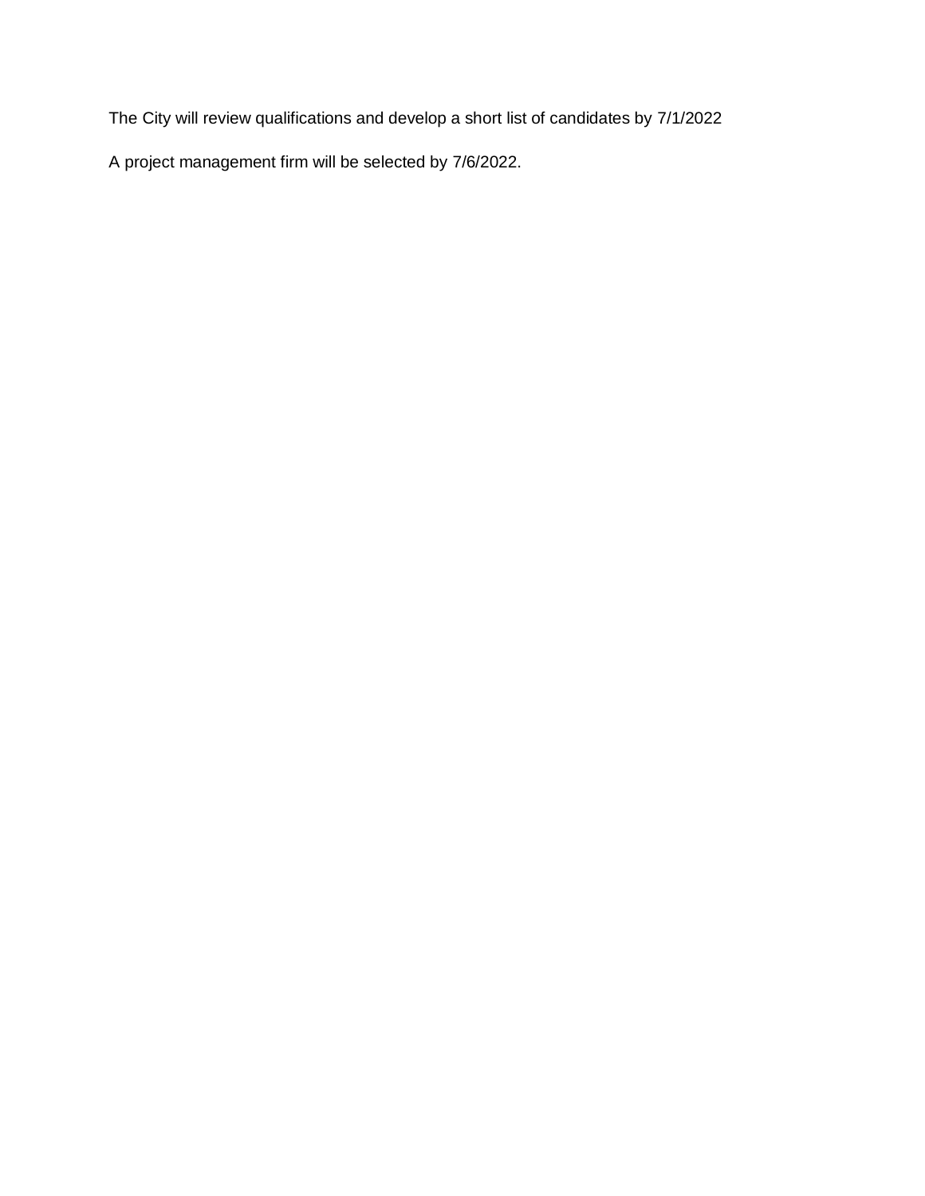The City will review qualifications and develop a short list of candidates by 7/1/2022

A project management firm will be selected by 7/6/2022.